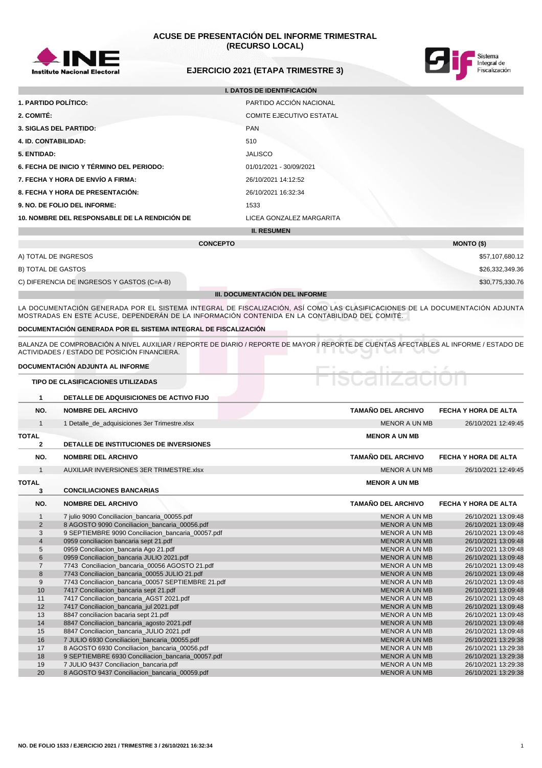# ACUSE DE PRESENTACIÓN DEL INFORME TRIMESTRAL (RECURSO LOCAL)

## EJERCICIO 2021 (ETAPA TRIMESTRE 3)

### I. DATOS DE IDENTIFICACIÓN

| | |
|---|---|
| **1. PARTIDO POLÍTICO:** | PARTIDO ACCIÓN NACIONAL |
| **2. COMITÉ:** | COMITE EJECUTIVO ESTATAL |
| **3. SIGLAS DEL PARTIDO:** | PAN |
| **4. ID. CONTABILIDAD:** | 510 |
| **5. ENTIDAD:** | JALISCO |
| **6. FECHA DE INICIO Y TÉRMINO DEL PERIODO:** | 01/01/2021 - 30/09/2021 |
| **7. FECHA Y HORA DE ENVÍO A FIRMA:** | 26/10/2021 14:12:52 |
| **8. FECHA Y HORA DE PRESENTACIÓN:** | 26/10/2021 16:32:34 |
| **9. NO. DE FOLIO DEL INFORME:** | 1533 |
| **10. NOMBRE DEL RESPONSABLE DE LA RENDICIÓN DE** | LICEA GONZALEZ MARGARITA |

### II. RESUMEN

| CONCEPTO | MONTO ($) |
|---|---|
| A) TOTAL DE INGRESOS | $57,107,680.12 |
| B) TOTAL DE GASTOS | $26,332,349.36 |
| C) DIFERENCIA DE INGRESOS Y GASTOS (C=A-B) | $30,775,330.76 |

### III. DOCUMENTACIÓN DEL INFORME

LA DOCUMENTACIÓN GENERADA POR EL SISTEMA INTEGRAL DE FISCALIZACIÓN, ASÍ COMO LAS CLASIFICACIONES DE LA DOCUMENTACIÓN ADJUNTA MOSTRADAS EN ESTE ACUSE, DEPENDERÁN DE LA INFORMACIÓN CONTENIDA EN LA CONTABILIDAD DEL COMITÉ.

**DOCUMENTACIÓN GENERADA POR EL SISTEMA INTEGRAL DE FISCALIZACIÓN**

BALANZA DE COMPROBACIÓN A NIVEL AUXILIAR / REPORTE DE DIARIO / REPORTE DE MAYOR / REPORTE DE CUENTAS AFECTABLES AL INFORME / ESTADO DE ACTIVIDADES / ESTADO DE POSICIÓN FINANCIERA.

**DOCUMENTACIÓN ADJUNTA AL INFORME**

**TIPO DE CLASIFICACIONES UTILIZADAS**

**1 DETALLE DE ADQUISICIONES DE ACTIVO FIJO**

| NO. | NOMBRE DEL ARCHIVO | TAMAÑO DEL ARCHIVO | FECHA Y HORA DE ALTA |
|---|---|---|---|
| 1 | 1 Detalle_de_adquisiciones 3er Trimestre.xlsx | MENOR A UN MB | 26/10/2021 12:49:45 |
| **TOTAL** | | **MENOR A UN MB** | |

**2 DETALLE DE INSTITUCIONES DE INVERSIONES**

| NO. | NOMBRE DEL ARCHIVO | TAMAÑO DEL ARCHIVO | FECHA Y HORA DE ALTA |
|---|---|---|---|
| 1 | AUXILIAR INVERSIONES 3ER TRIMESTRE.xlsx | MENOR A UN MB | 26/10/2021 12:49:45 |
| **TOTAL** | | **MENOR A UN MB** | |

**3 CONCILIACIONES BANCARIAS**

| NO. | NOMBRE DEL ARCHIVO | TAMAÑO DEL ARCHIVO | FECHA Y HORA DE ALTA |
|---|---|---|---|
| 1 | 7 julio 9090 Conciliacion_bancaria_00055.pdf | MENOR A UN MB | 26/10/2021 13:09:48 |
| 2 | 8 AGOSTO 9090 Conciliacion_bancaria_00056.pdf | MENOR A UN MB | 26/10/2021 13:09:48 |
| 3 | 9 SEPTIEMBRE 9090 Conciliacion_bancaria_00057.pdf | MENOR A UN MB | 26/10/2021 13:09:48 |
| 4 | 0959 conciliacion bancaria sept 21.pdf | MENOR A UN MB | 26/10/2021 13:09:48 |
| 5 | 0959 Conciliacion_bancaria Ago 21.pdf | MENOR A UN MB | 26/10/2021 13:09:48 |
| 6 | 0959 Conciliacion_bancaria JULIO 2021.pdf | MENOR A UN MB | 26/10/2021 13:09:48 |
| 7 | 7743 Conciliacion_bancaria_00056 AGOSTO 21.pdf | MENOR A UN MB | 26/10/2021 13:09:48 |
| 8 | 7743 Conciliacion_bancaria_00055 JULIO 21.pdf | MENOR A UN MB | 26/10/2021 13:09:48 |
| 9 | 7743 Conciliacion_bancaria_00057 SEPTIEMBRE 21.pdf | MENOR A UN MB | 26/10/2021 13:09:48 |
| 10 | 7417 Conciliacion_bancaria sept 21.pdf | MENOR A UN MB | 26/10/2021 13:09:48 |
| 11 | 7417 Conciliacion_bancaria_AGST 2021.pdf | MENOR A UN MB | 26/10/2021 13:09:48 |
| 12 | 7417 Conciliacion_bancaria_jul 2021.pdf | MENOR A UN MB | 26/10/2021 13:09:48 |
| 13 | 8847 conciliacion bacaria sept 21.pdf | MENOR A UN MB | 26/10/2021 13:09:48 |
| 14 | 8847 Conciliacion_bancaria_agosto 2021.pdf | MENOR A UN MB | 26/10/2021 13:09:48 |
| 15 | 8847 Conciliacion_bancaria_JULIO 2021.pdf | MENOR A UN MB | 26/10/2021 13:09:48 |
| 16 | 7 JULIO 6930 Conciliacion_bancaria_00055.pdf | MENOR A UN MB | 26/10/2021 13:29:38 |
| 17 | 8 AGOSTO 6930 Conciliacion_bancaria_00056.pdf | MENOR A UN MB | 26/10/2021 13:29:38 |
| 18 | 9 SEPTIEMBRE 6930 Conciliacion_bancaria_00057.pdf | MENOR A UN MB | 26/10/2021 13:29:38 |
| 19 | 7 JULIO 9437 Conciliacion_bancaria.pdf | MENOR A UN MB | 26/10/2021 13:29:38 |
| 20 | 8 AGOSTO 9437 Conciliacion_bancaria_00059.pdf | MENOR A UN MB | 26/10/2021 13:29:38 |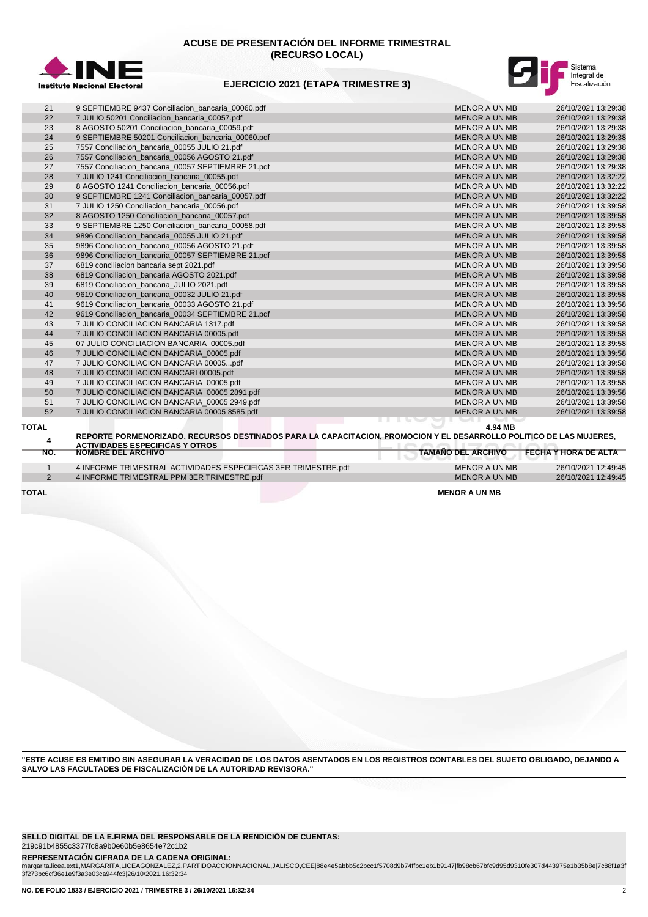# ACUSE DE PRESENTACIÓN DEL INFORME TRIMESTRAL
## (RECURSO LOCAL)

## EJERCICIO 2021 (ETAPA TRIMESTRE 3)

| | | | |
|---|---|---|---|
| 21 | 9 SEPTIEMBRE 9437 Conciliacion_bancaria_00060.pdf | MENOR A UN MB | 26/10/2021 13:29:38 |
| 22 | 7 JULIO 50201 Conciliacion_bancaria_00057.pdf | MENOR A UN MB | 26/10/2021 13:29:38 |
| 23 | 8 AGOSTO 50201 Conciliacion_bancaria_00059.pdf | MENOR A UN MB | 26/10/2021 13:29:38 |
| 24 | 9 SEPTIEMBRE 50201 Conciliacion_bancaria_00060.pdf | MENOR A UN MB | 26/10/2021 13:29:38 |
| 25 | 7557 Conciliacion_bancaria_00055 JULIO 21.pdf | MENOR A UN MB | 26/10/2021 13:29:38 |
| 26 | 7557 Conciliacion_bancaria_00056 AGOSTO 21.pdf | MENOR A UN MB | 26/10/2021 13:29:38 |
| 27 | 7557 Conciliacion_bancaria_00057 SEPTIEMBRE 21.pdf | MENOR A UN MB | 26/10/2021 13:29:38 |
| 28 | 7 JULIO 1241 Conciliacion_bancaria_00055.pdf | MENOR A UN MB | 26/10/2021 13:32:22 |
| 29 | 8 AGOSTO 1241 Conciliacion_bancaria_00056.pdf | MENOR A UN MB | 26/10/2021 13:32:22 |
| 30 | 9 SEPTIEMBRE 1241 Conciliacion_bancaria_00057.pdf | MENOR A UN MB | 26/10/2021 13:32:22 |
| 31 | 7 JULIO 1250 Conciliacion_bancaria_00056.pdf | MENOR A UN MB | 26/10/2021 13:39:58 |
| 32 | 8 AGOSTO 1250 Conciliacion_bancaria_00057.pdf | MENOR A UN MB | 26/10/2021 13:39:58 |
| 33 | 9 SEPTIEMBRE 1250 Conciliacion_bancaria_00058.pdf | MENOR A UN MB | 26/10/2021 13:39:58 |
| 34 | 9896 Conciliacion_bancaria_00055 JULIO 21.pdf | MENOR A UN MB | 26/10/2021 13:39:58 |
| 35 | 9896 Conciliacion_bancaria_00056 AGOSTO 21.pdf | MENOR A UN MB | 26/10/2021 13:39:58 |
| 36 | 9896 Conciliacion_bancaria_00057 SEPTIEMBRE 21.pdf | MENOR A UN MB | 26/10/2021 13:39:58 |
| 37 | 6819 conciliacion bancaria sept 2021.pdf | MENOR A UN MB | 26/10/2021 13:39:58 |
| 38 | 6819 Conciliacion_bancaria AGOSTO 2021.pdf | MENOR A UN MB | 26/10/2021 13:39:58 |
| 39 | 6819 Conciliacion_bancaria_JULIO 2021.pdf | MENOR A UN MB | 26/10/2021 13:39:58 |
| 40 | 9619 Conciliacion_bancaria_00032 JULIO 21.pdf | MENOR A UN MB | 26/10/2021 13:39:58 |
| 41 | 9619 Conciliacion_bancaria_00033 AGOSTO 21.pdf | MENOR A UN MB | 26/10/2021 13:39:58 |
| 42 | 9619 Conciliacion_bancaria_00034 SEPTIEMBRE 21.pdf | MENOR A UN MB | 26/10/2021 13:39:58 |
| 43 | 7 JULIO CONCILIACION BANCARIA 1317.pdf | MENOR A UN MB | 26/10/2021 13:39:58 |
| 44 | 7 JULIO CONCILIACION BANCARIA 00005.pdf | MENOR A UN MB | 26/10/2021 13:39:58 |
| 45 | 07 JULIO CONCILIACION BANCARIA 00005.pdf | MENOR A UN MB | 26/10/2021 13:39:58 |
| 46 | 7 JULIO CONCILIACION BANCARIA_00005.pdf | MENOR A UN MB | 26/10/2021 13:39:58 |
| 47 | 7 JULIO CONCILIACION BANCARIA 00005...pdf | MENOR A UN MB | 26/10/2021 13:39:58 |
| 48 | 7 JULIO CONCILIACION BANCARI 00005.pdf | MENOR A UN MB | 26/10/2021 13:39:58 |
| 49 | 7 JULIO CONCILIACION BANCARIA 00005.pdf | MENOR A UN MB | 26/10/2021 13:39:58 |
| 50 | 7 JULIO CONCILIACION BANCARIA 00005 2891.pdf | MENOR A UN MB | 26/10/2021 13:39:58 |
| 51 | 7 JULIO CONCILIACION BANCARIA_00005 2949.pdf | MENOR A UN MB | 26/10/2021 13:39:58 |
| 52 | 7 JULIO CONCILIACION BANCARIA 00005 8585.pdf | MENOR A UN MB | 26/10/2021 13:39:58 |
| **TOTAL** | | **4.94 MB** | |

**4** **REPORTE PORMENORIZADO, RECURSOS DESTINADOS PARA LA CAPACITACION, PROMOCION Y EL DESARROLLO POLITICO DE LAS MUJERES, ACTIVIDADES ESPECIFICAS Y OTROS**

| NO. | NOMBRE DEL ARCHIVO | TAMAÑO DEL ARCHIVO | FECHA Y HORA DE ALTA |
|---|---|---|---|
| 1 | 4 INFORME TRIMESTRAL ACTIVIDADES ESPECIFICAS 3ER TRIMESTRE.pdf | MENOR A UN MB | 26/10/2021 12:49:45 |
| 2 | 4 INFORME TRIMESTRAL PPM 3ER TRIMESTRE.pdf | MENOR A UN MB | 26/10/2021 12:49:45 |
| **TOTAL** | | **MENOR A UN MB** | |

**"ESTE ACUSE ES EMITIDO SIN ASEGURAR LA VERACIDAD DE LOS DATOS ASENTADOS EN LOS REGISTROS CONTABLES DEL SUJETO OBLIGADO, DEJANDO A SALVO LAS FACULTADES DE FISCALIZACIÓN DE LA AUTORIDAD REVISORA."**

**SELLO DIGITAL DE LA E.FIRMA DEL RESPONSABLE DE LA RENDICIÓN DE CUENTAS:**
219c91b4855c3377fc8a9b0e60b5e8654e72c1b2

**REPRESENTACIÓN CIFRADA DE LA CADENA ORIGINAL:**
margarita.licea.ext1,MARGARITA,LICEAGONZALEZ,2,PARTIDOACCIONNACIONAL,JALISCO,CEE|88e4e5abbb5c2bcc1f5708d9b74ffbc1eb1b9147|fb98cb67bfc9d95d9310fe307d443975e1b35b8e|7c88f1a3f3f273bc6cf36e1e9f3a3e03ca944fc3|26/10/2021,16:32:34

**NO. DE FOLIO 1533 / EJERCICIO 2021 / TRIMESTRE 3 / 26/10/2021 16:32:34**